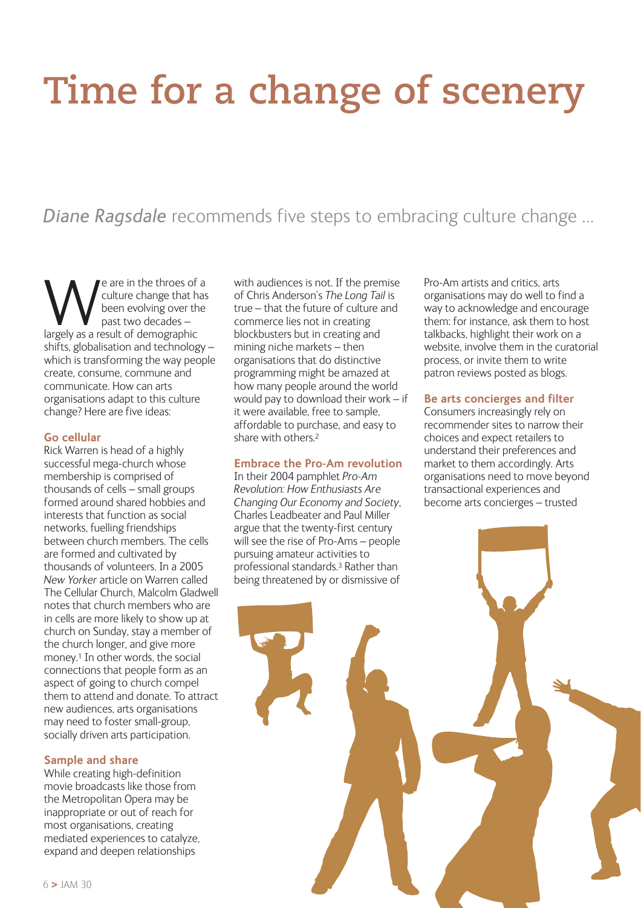# Time for a change of scenery

*Diane Ragsdale* recommends five steps to embracing culture change …

We are in the throes of a culture change that has been evolving over the past two decades – largely as a result of demographic shifts, globalisation and technology – which is transforming the way people create, consume, commune and communicate. How can arts organisations adapt to this culture change? Here are five ideas:

## Go cellular

Rick Warren is head of a highly successful mega-church whose membership is comprised of thousands of cells – small groups formed around shared hobbies and interests that function as social networks, fuelling friendships between church members. The cells are formed and cultivated by thousands of volunteers. In a 2005 *New Yorker* article on Warren called The Cellular Church, Malcolm Gladwell notes that church members who are in cells are more likely to show up at church on Sunday, stay a member of the church longer, and give more money.[1] In other words, the social connections that people form as an aspect of going to church compel them to attend and donate. To attract new audiences, arts organisations may need to foster small-group, socially driven arts participation.

## Sample and share

While creating high-definition movie broadcasts like those from the Metropolitan Opera may be inappropriate or out of reach for most organisations, creating mediated experiences to catalyze, expand and deepen relationships with audiences is not. If the premise of Chris Anderson's *The Long Tail* is true – that the future of culture and commerce lies not in creating blockbusters but in creating and mining niche markets – then organisations that do distinctive programming might be amazed at how many people around the world would pay to download their work – if it were available, free to sample, affordable to purchase, and easy to share with others.[2]

## Embrace the Pro-Am revolution

In their 2004 pamphlet *Pro-Am Revolution: How Enthusiasts Are Changing Our Economy and Society*, Charles Leadbeater and Paul Miller argue that the twenty-first century will see the rise of Pro-Ams – people pursuing amateur activities to professional standards.[3] Rather than being threatened by or dismissive of Pro-Am artists and critics, arts organisations may do well to find a way to acknowledge and encourage them: for instance, ask them to host talkbacks, highlight their work on a website, involve them in the curatorial process, or invite them to write patron reviews posted as blogs.

## Be arts concierges and filter

Consumers increasingly rely on recommender sites to narrow their choices and expect retailers to understand their preferences and market to them accordingly. Arts organisations need to move beyond transactional experiences and become arts concierges – trusted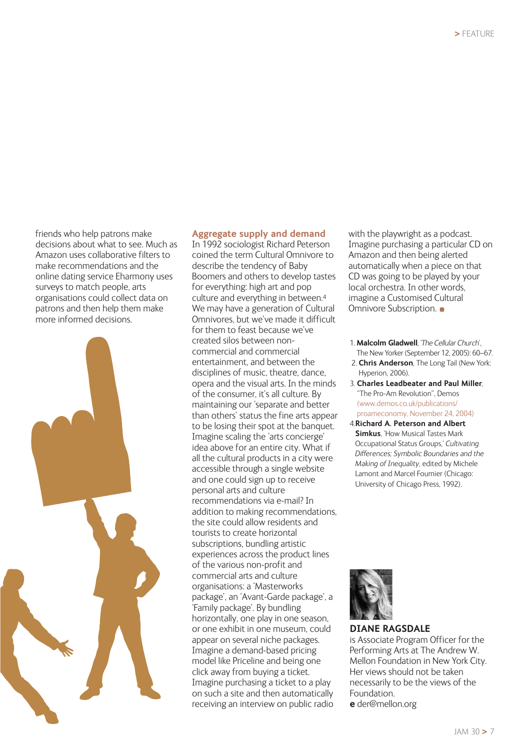friends who help patrons make decisions about what to see. Much as Amazon uses collaborative filters to make recommendations and the online dating service Eharmony uses surveys to match people, arts organisations could collect data on patrons and then help them make more informed decisions.

## Aggregate supply and demand

In 1992 sociologist Richard Peterson coined the term Cultural Omnivore to describe the tendency of Baby Boomers and others to develop tastes for everything: high art and pop culture and everything in between.[4] We may have a generation of Cultural Omnivores, but we've made it difficult for them to feast because we've created silos between non-commercial and commercial entertainment, and between the disciplines of music, theatre, dance, opera and the visual arts. In the minds of the consumer, it's all culture. By maintaining our 'separate and better than others' status the fine arts appear to be losing their spot at the banquet. Imagine scaling the 'arts concierge' idea above for an entire city. What if all the cultural products in a city were accessible through a single website and one could sign up to receive personal arts and culture recommendations via e-mail? In addition to making recommendations, the site could allow residents and tourists to create horizontal subscriptions, bundling artistic experiences across the product lines of the various non-profit and commercial arts and culture organisations: a 'Masterworks package', an 'Avant-Garde package', a 'Family package'. By bundling horizontally, one play in one season, or one exhibit in one museum, could appear on several niche packages. Imagine a demand-based pricing model like Priceline and being one click away from buying a ticket. Imagine purchasing a ticket to a play on such a site and then automatically receiving an interview on public radio with the playwright as a podcast. Imagine purchasing a particular CD on Amazon and then being alerted automatically when a piece on that CD was going to be played by your local orchestra. In other words, imagine a Customised Cultural Omnivore Subscription. ■

1. **Malcolm Gladwell**, '*The Cellular Church*', The New Yorker (September 12, 2005): 60–67.
2. **Chris Anderson**, The Long Tail (New York: Hyperion, 2006).
3. **Charles Leadbeater and Paul Miller**, "The Pro-Am Revolution", Demos (www.demos.co.uk/publications/proameconomy, November 24, 2004)
4. **Richard A. Peterson and Albert Simkus**, 'How Musical Tastes Mark Occupational Status Groups,' *Cultivating Differences; Symbolic Boundaries and the Making of Inequality*, edited by Michele Lamont and Marcel Fournier (Chicago: University of Chicago Press, 1992).

**DIANE RAGSDALE**
is Associate Program Officer for the Performing Arts at The Andrew W. Mellon Foundation in New York City. Her views should not be taken necessarily to be the views of the Foundation.
**e** der@mellon.org